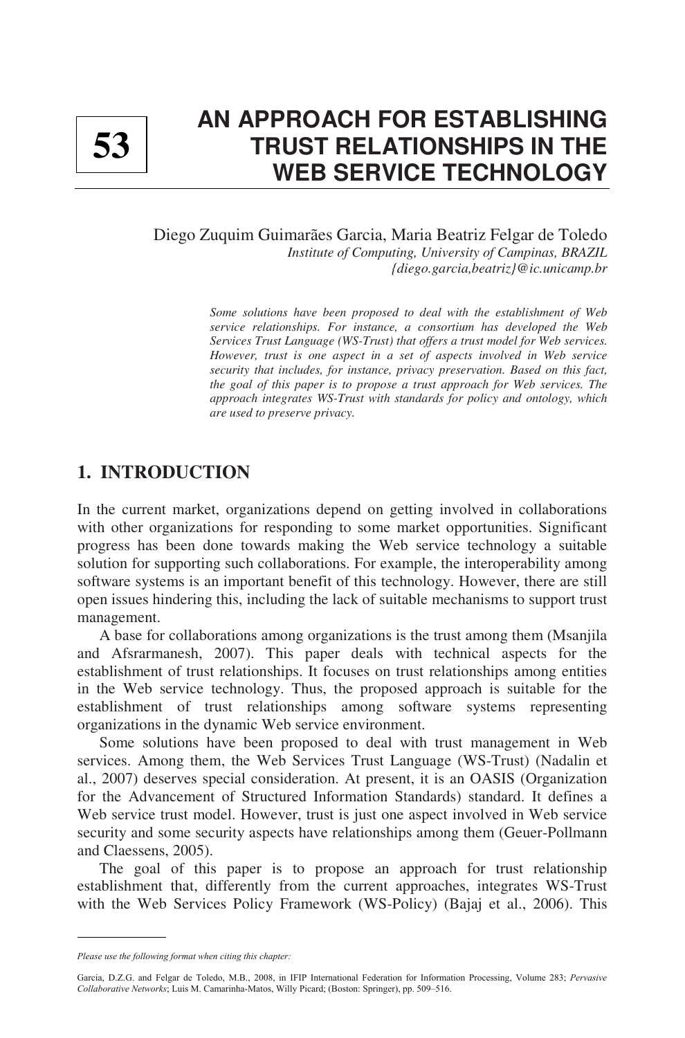# 53

# AN APPROACH FOR ESTABLISHING TRUST RELATIONSHIPS IN THE WEB SERVICE TECHNOLOGY

Diego Zuquim Guimarães Garcia, Maria Beatriz Felgar de Toledo
*Institute of Computing, University of Campinas, BRAZIL*
*{diego.garcia,beatriz}@ic.unicamp.br*

*Some solutions have been proposed to deal with the establishment of Web service relationships. For instance, a consortium has developed the Web Services Trust Language (WS-Trust) that offers a trust model for Web services. However, trust is one aspect in a set of aspects involved in Web service security that includes, for instance, privacy preservation. Based on this fact, the goal of this paper is to propose a trust approach for Web services. The approach integrates WS-Trust with standards for policy and ontology, which are used to preserve privacy.*

## 1. INTRODUCTION

In the current market, organizations depend on getting involved in collaborations with other organizations for responding to some market opportunities. Significant progress has been done towards making the Web service technology a suitable solution for supporting such collaborations. For example, the interoperability among software systems is an important benefit of this technology. However, there are still open issues hindering this, including the lack of suitable mechanisms to support trust management.

A base for collaborations among organizations is the trust among them (Msanjila and Afsrarmanesh, 2007). This paper deals with technical aspects for the establishment of trust relationships. It focuses on trust relationships among entities in the Web service technology. Thus, the proposed approach is suitable for the establishment of trust relationships among software systems representing organizations in the dynamic Web service environment.

Some solutions have been proposed to deal with trust management in Web services. Among them, the Web Services Trust Language (WS-Trust) (Nadalin et al., 2007) deserves special consideration. At present, it is an OASIS (Organization for the Advancement of Structured Information Standards) standard. It defines a Web service trust model. However, trust is just one aspect involved in Web service security and some security aspects have relationships among them (Geuer-Pollmann and Claessens, 2005).

The goal of this paper is to propose an approach for trust relationship establishment that, differently from the current approaches, integrates WS-Trust with the Web Services Policy Framework (WS-Policy) (Bajaj et al., 2006). This

---

*Please use the following format when citing this chapter:*

Garcia, D.Z.G. and Felgar de Toledo, M.B., 2008, in IFIP International Federation for Information Processing, Volume 283; *Pervasive Collaborative Networks*; Luis M. Camarinha-Matos, Willy Picard; (Boston: Springer), pp. 509–516.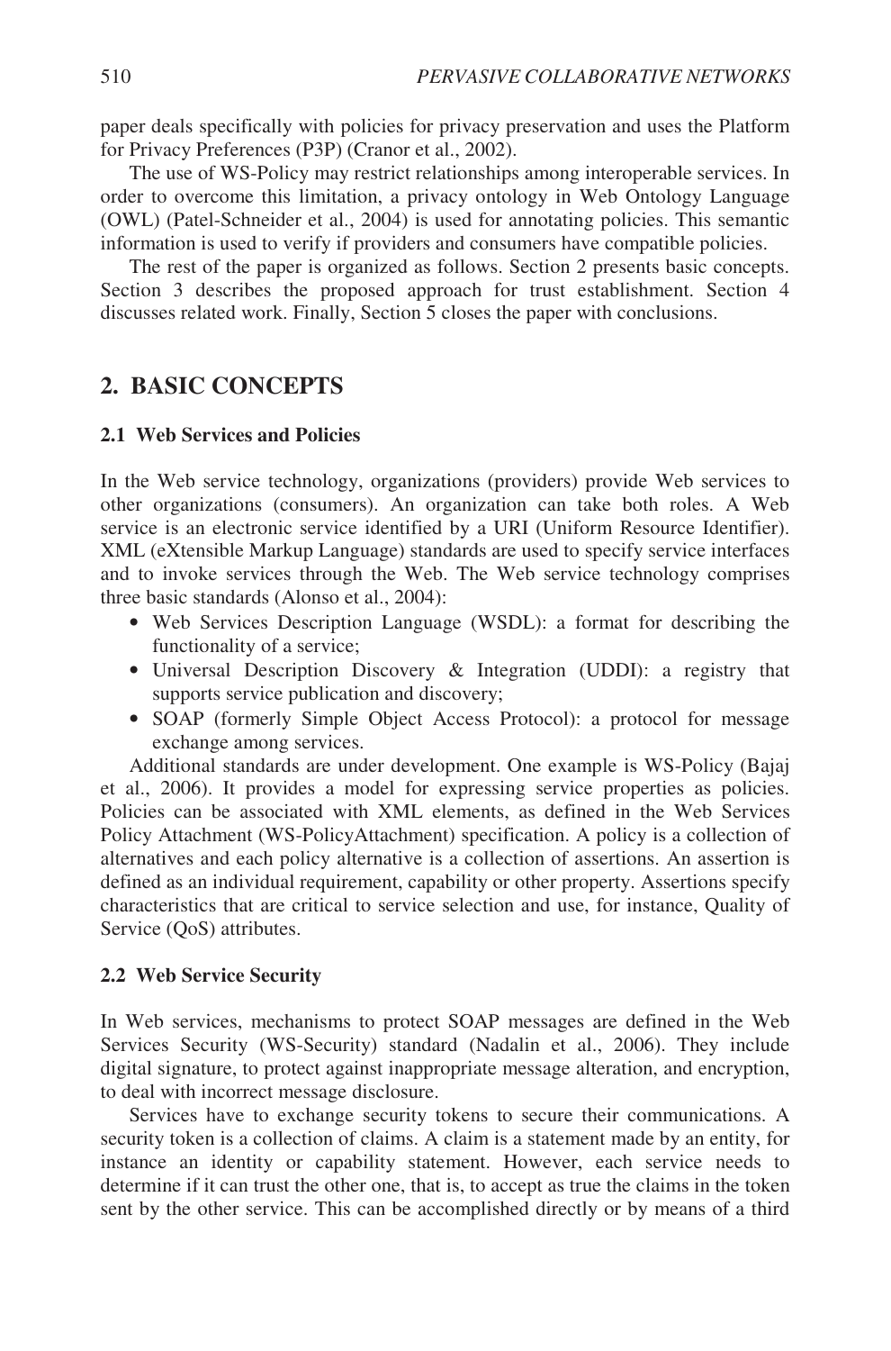paper deals specifically with policies for privacy preservation and uses the Platform for Privacy Preferences (P3P) (Cranor et al., 2002).

The use of WS-Policy may restrict relationships among interoperable services. In order to overcome this limitation, a privacy ontology in Web Ontology Language (OWL) (Patel-Schneider et al., 2004) is used for annotating policies. This semantic information is used to verify if providers and consumers have compatible policies.

The rest of the paper is organized as follows. Section 2 presents basic concepts. Section 3 describes the proposed approach for trust establishment. Section 4 discusses related work. Finally, Section 5 closes the paper with conclusions.

## 2. BASIC CONCEPTS

### 2.1 Web Services and Policies

In the Web service technology, organizations (providers) provide Web services to other organizations (consumers). An organization can take both roles. A Web service is an electronic service identified by a URI (Uniform Resource Identifier). XML (eXtensible Markup Language) standards are used to specify service interfaces and to invoke services through the Web. The Web service technology comprises three basic standards (Alonso et al., 2004):

- Web Services Description Language (WSDL): a format for describing the functionality of a service;
- Universal Description Discovery & Integration (UDDI): a registry that supports service publication and discovery;
- SOAP (formerly Simple Object Access Protocol): a protocol for message exchange among services.

Additional standards are under development. One example is WS-Policy (Bajaj et al., 2006). It provides a model for expressing service properties as policies. Policies can be associated with XML elements, as defined in the Web Services Policy Attachment (WS-PolicyAttachment) specification. A policy is a collection of alternatives and each policy alternative is a collection of assertions. An assertion is defined as an individual requirement, capability or other property. Assertions specify characteristics that are critical to service selection and use, for instance, Quality of Service (QoS) attributes.

### 2.2 Web Service Security

In Web services, mechanisms to protect SOAP messages are defined in the Web Services Security (WS-Security) standard (Nadalin et al., 2006). They include digital signature, to protect against inappropriate message alteration, and encryption, to deal with incorrect message disclosure.

Services have to exchange security tokens to secure their communications. A security token is a collection of claims. A claim is a statement made by an entity, for instance an identity or capability statement. However, each service needs to determine if it can trust the other one, that is, to accept as true the claims in the token sent by the other service. This can be accomplished directly or by means of a third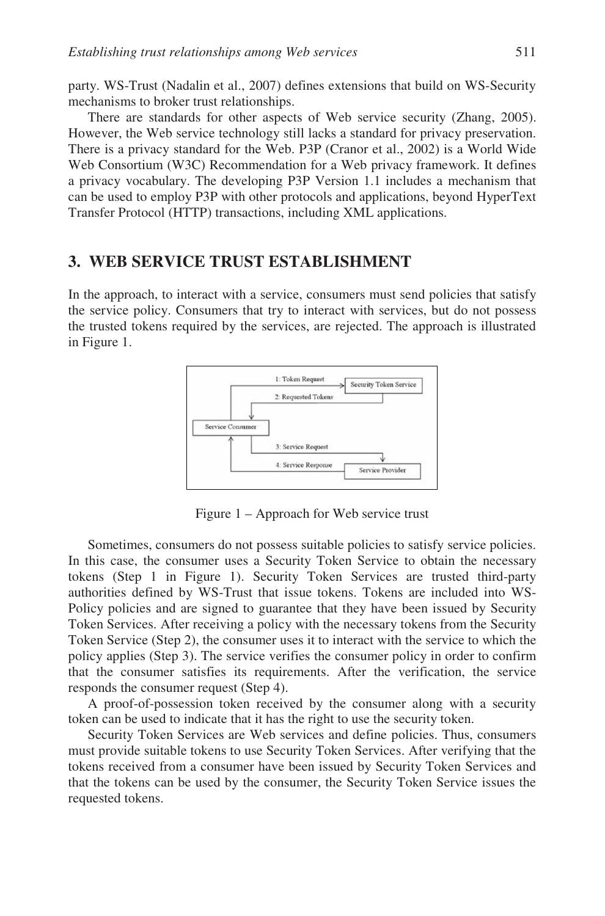party. WS-Trust (Nadalin et al., 2007) defines extensions that build on WS-Security mechanisms to broker trust relationships.

There are standards for other aspects of Web service security (Zhang, 2005). However, the Web service technology still lacks a standard for privacy preservation. There is a privacy standard for the Web. P3P (Cranor et al., 2002) is a World Wide Web Consortium (W3C) Recommendation for a Web privacy framework. It defines a privacy vocabulary. The developing P3P Version 1.1 includes a mechanism that can be used to employ P3P with other protocols and applications, beyond HyperText Transfer Protocol (HTTP) transactions, including XML applications.

## 3. WEB SERVICE TRUST ESTABLISHMENT

In the approach, to interact with a service, consumers must send policies that satisfy the service policy. Consumers that try to interact with services, but do not possess the trusted tokens required by the services, are rejected. The approach is illustrated in Figure 1.

Figure 1 – Approach for Web service trust

Sometimes, consumers do not possess suitable policies to satisfy service policies. In this case, the consumer uses a Security Token Service to obtain the necessary tokens (Step 1 in Figure 1). Security Token Services are trusted third-party authorities defined by WS-Trust that issue tokens. Tokens are included into WS-Policy policies and are signed to guarantee that they have been issued by Security Token Services. After receiving a policy with the necessary tokens from the Security Token Service (Step 2), the consumer uses it to interact with the service to which the policy applies (Step 3). The service verifies the consumer policy in order to confirm that the consumer satisfies its requirements. After the verification, the service responds the consumer request (Step 4).

A proof-of-possession token received by the consumer along with a security token can be used to indicate that it has the right to use the security token.

Security Token Services are Web services and define policies. Thus, consumers must provide suitable tokens to use Security Token Services. After verifying that the tokens received from a consumer have been issued by Security Token Services and that the tokens can be used by the consumer, the Security Token Service issues the requested tokens.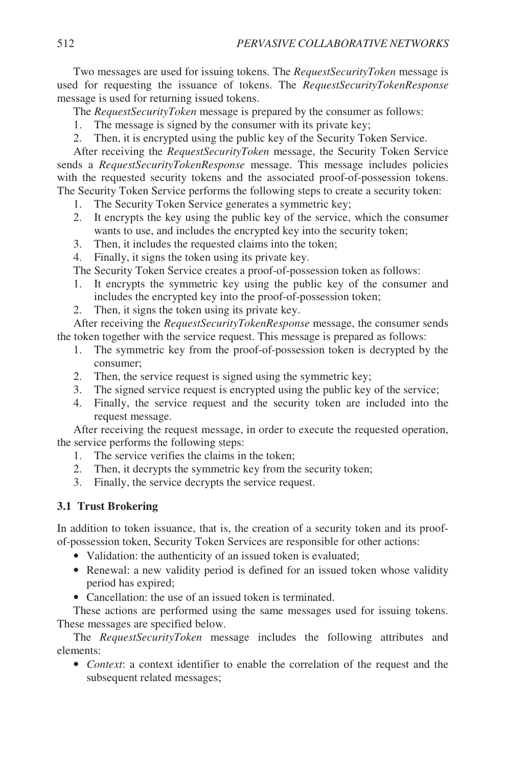Two messages are used for issuing tokens. The *RequestSecurityToken* message is used for requesting the issuance of tokens. The *RequestSecurityTokenResponse* message is used for returning issued tokens.

The *RequestSecurityToken* message is prepared by the consumer as follows:

1. The message is signed by the consumer with its private key;
2. Then, it is encrypted using the public key of the Security Token Service.

After receiving the *RequestSecurityToken* message, the Security Token Service sends a *RequestSecurityTokenResponse* message. This message includes policies with the requested security tokens and the associated proof-of-possession tokens. The Security Token Service performs the following steps to create a security token:

1. The Security Token Service generates a symmetric key;
2. It encrypts the key using the public key of the service, which the consumer wants to use, and includes the encrypted key into the security token;
3. Then, it includes the requested claims into the token;
4. Finally, it signs the token using its private key.

The Security Token Service creates a proof-of-possession token as follows:

1. It encrypts the symmetric key using the public key of the consumer and includes the encrypted key into the proof-of-possession token;
2. Then, it signs the token using its private key.

After receiving the *RequestSecurityTokenResponse* message, the consumer sends the token together with the service request. This message is prepared as follows:

1. The symmetric key from the proof-of-possession token is decrypted by the consumer;
2. Then, the service request is signed using the symmetric key;
3. The signed service request is encrypted using the public key of the service;
4. Finally, the service request and the security token are included into the request message.

After receiving the request message, in order to execute the requested operation, the service performs the following steps:

1. The service verifies the claims in the token;
2. Then, it decrypts the symmetric key from the security token;
3. Finally, the service decrypts the service request.

### 3.1 Trust Brokering

In addition to token issuance, that is, the creation of a security token and its proof-of-possession token, Security Token Services are responsible for other actions:

- Validation: the authenticity of an issued token is evaluated;
- Renewal: a new validity period is defined for an issued token whose validity period has expired;
- Cancellation: the use of an issued token is terminated.

These actions are performed using the same messages used for issuing tokens. These messages are specified below.

The *RequestSecurityToken* message includes the following attributes and elements:

- *Context*: a context identifier to enable the correlation of the request and the subsequent related messages;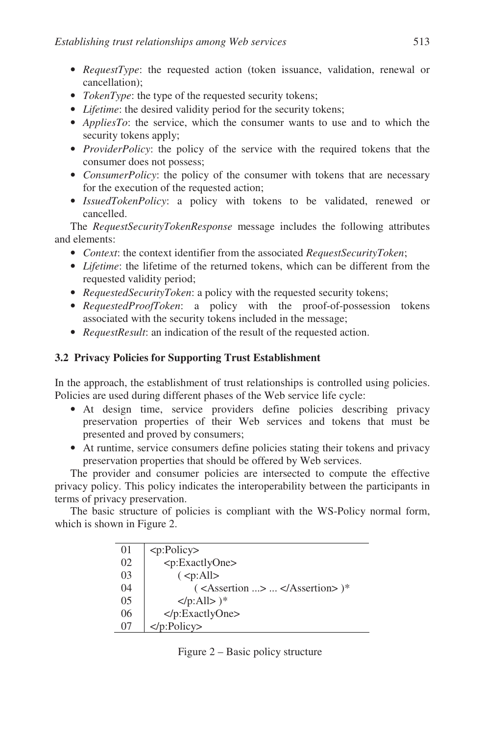- *RequestType*: the requested action (token issuance, validation, renewal or cancellation);
- *TokenType*: the type of the requested security tokens;
- *Lifetime*: the desired validity period for the security tokens;
- *AppliesTo*: the service, which the consumer wants to use and to which the security tokens apply;
- *ProviderPolicy*: the policy of the service with the required tokens that the consumer does not possess;
- *ConsumerPolicy*: the policy of the consumer with tokens that are necessary for the execution of the requested action;
- *IssuedTokenPolicy*: a policy with tokens to be validated, renewed or cancelled.

The *RequestSecurityTokenResponse* message includes the following attributes and elements:

- *Context*: the context identifier from the associated *RequestSecurityToken*;
- *Lifetime*: the lifetime of the returned tokens, which can be different from the requested validity period;
- *RequestedSecurityToken*: a policy with the requested security tokens;
- *RequestedProofToken*: a policy with the proof-of-possession tokens associated with the security tokens included in the message;
- *RequestResult*: an indication of the result of the requested action.

### 3.2 Privacy Policies for Supporting Trust Establishment

In the approach, the establishment of trust relationships is controlled using policies. Policies are used during different phases of the Web service life cycle:

- At design time, service providers define policies describing privacy preservation properties of their Web services and tokens that must be presented and proved by consumers;
- At runtime, service consumers define policies stating their tokens and privacy preservation properties that should be offered by Web services.

The provider and consumer policies are intersected to compute the effective privacy policy. This policy indicates the interoperability between the participants in terms of privacy preservation.

The basic structure of policies is compliant with the WS-Policy normal form, which is shown in Figure 2.

```
01  <p:Policy>
02    <p:ExactlyOne>
03      ( <p:All>
04          ( <Assertion ...> ... </Assertion> )*
05        </p:All> )*
06    </p:ExactlyOne>
07  </p:Policy>
```

Figure 2 – Basic policy structure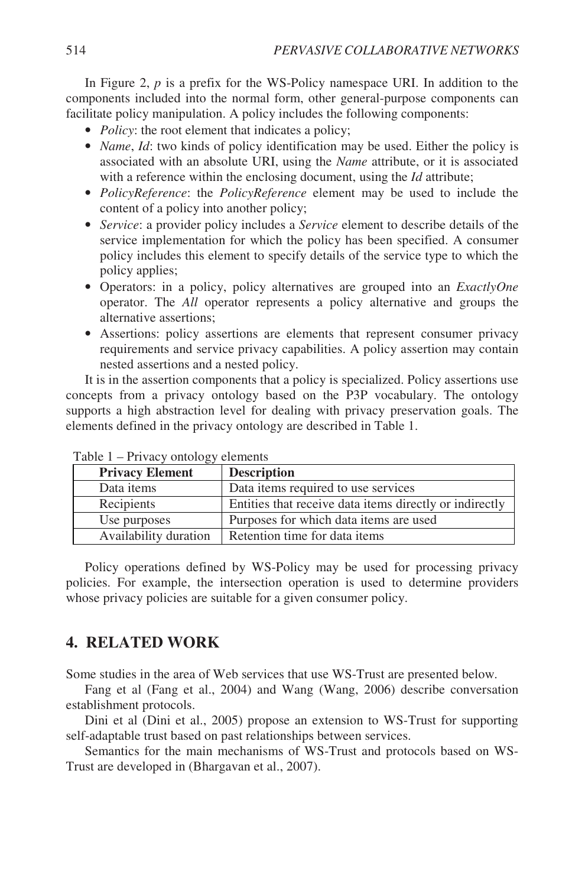In Figure 2, *p* is a prefix for the WS-Policy namespace URI. In addition to the components included into the normal form, other general-purpose components can facilitate policy manipulation. A policy includes the following components:

- *Policy*: the root element that indicates a policy;
- *Name*, *Id*: two kinds of policy identification may be used. Either the policy is associated with an absolute URI, using the *Name* attribute, or it is associated with a reference within the enclosing document, using the *Id* attribute;
- *PolicyReference*: the *PolicyReference* element may be used to include the content of a policy into another policy;
- *Service*: a provider policy includes a *Service* element to describe details of the service implementation for which the policy has been specified. A consumer policy includes this element to specify details of the service type to which the policy applies;
- Operators: in a policy, policy alternatives are grouped into an *ExactlyOne* operator. The *All* operator represents a policy alternative and groups the alternative assertions;
- Assertions: policy assertions are elements that represent consumer privacy requirements and service privacy capabilities. A policy assertion may contain nested assertions and a nested policy.

It is in the assertion components that a policy is specialized. Policy assertions use concepts from a privacy ontology based on the P3P vocabulary. The ontology supports a high abstraction level for dealing with privacy preservation goals. The elements defined in the privacy ontology are described in Table 1.

Table 1 – Privacy ontology elements

| **Privacy Element** | **Description** |
|---|---|
| Data items | Data items required to use services |
| Recipients | Entities that receive data items directly or indirectly |
| Use purposes | Purposes for which data items are used |
| Availability duration | Retention time for data items |

Policy operations defined by WS-Policy may be used for processing privacy policies. For example, the intersection operation is used to determine providers whose privacy policies are suitable for a given consumer policy.

## 4. RELATED WORK

Some studies in the area of Web services that use WS-Trust are presented below.

Fang et al (Fang et al., 2004) and Wang (Wang, 2006) describe conversation establishment protocols.

Dini et al (Dini et al., 2005) propose an extension to WS-Trust for supporting self-adaptable trust based on past relationships between services.

Semantics for the main mechanisms of WS-Trust and protocols based on WS-Trust are developed in (Bhargavan et al., 2007).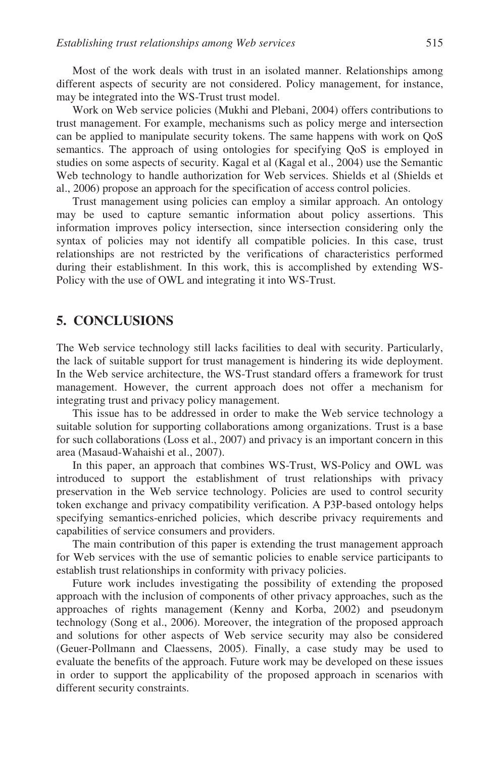Most of the work deals with trust in an isolated manner. Relationships among different aspects of security are not considered. Policy management, for instance, may be integrated into the WS-Trust trust model.

Work on Web service policies (Mukhi and Plebani, 2004) offers contributions to trust management. For example, mechanisms such as policy merge and intersection can be applied to manipulate security tokens. The same happens with work on QoS semantics. The approach of using ontologies for specifying QoS is employed in studies on some aspects of security. Kagal et al (Kagal et al., 2004) use the Semantic Web technology to handle authorization for Web services. Shields et al (Shields et al., 2006) propose an approach for the specification of access control policies.

Trust management using policies can employ a similar approach. An ontology may be used to capture semantic information about policy assertions. This information improves policy intersection, since intersection considering only the syntax of policies may not identify all compatible policies. In this case, trust relationships are not restricted by the verifications of characteristics performed during their establishment. In this work, this is accomplished by extending WS-Policy with the use of OWL and integrating it into WS-Trust.

## 5. CONCLUSIONS

The Web service technology still lacks facilities to deal with security. Particularly, the lack of suitable support for trust management is hindering its wide deployment. In the Web service architecture, the WS-Trust standard offers a framework for trust management. However, the current approach does not offer a mechanism for integrating trust and privacy policy management.

This issue has to be addressed in order to make the Web service technology a suitable solution for supporting collaborations among organizations. Trust is a base for such collaborations (Loss et al., 2007) and privacy is an important concern in this area (Masaud-Wahaishi et al., 2007).

In this paper, an approach that combines WS-Trust, WS-Policy and OWL was introduced to support the establishment of trust relationships with privacy preservation in the Web service technology. Policies are used to control security token exchange and privacy compatibility verification. A P3P-based ontology helps specifying semantics-enriched policies, which describe privacy requirements and capabilities of service consumers and providers.

The main contribution of this paper is extending the trust management approach for Web services with the use of semantic policies to enable service participants to establish trust relationships in conformity with privacy policies.

Future work includes investigating the possibility of extending the proposed approach with the inclusion of components of other privacy approaches, such as the approaches of rights management (Kenny and Korba, 2002) and pseudonym technology (Song et al., 2006). Moreover, the integration of the proposed approach and solutions for other aspects of Web service security may also be considered (Geuer-Pollmann and Claessens, 2005). Finally, a case study may be used to evaluate the benefits of the approach. Future work may be developed on these issues in order to support the applicability of the proposed approach in scenarios with different security constraints.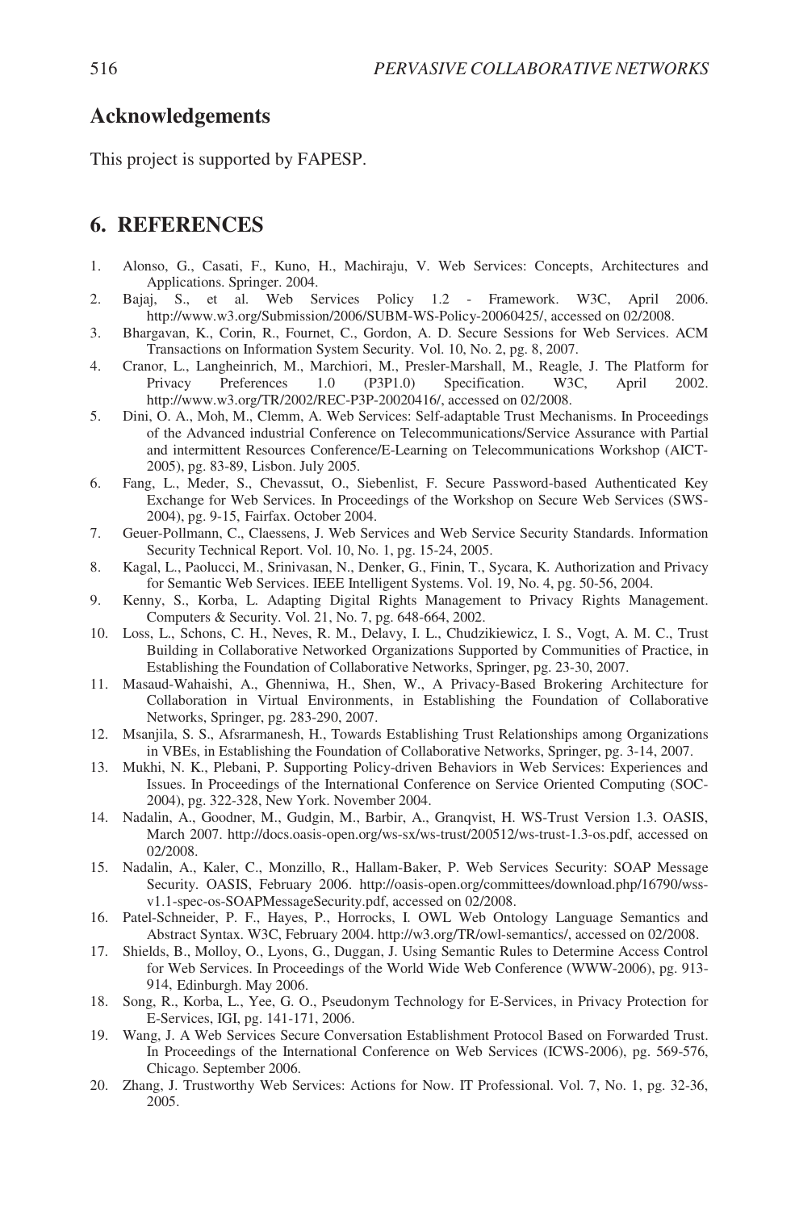## Acknowledgements

This project is supported by FAPESP.

## 6. REFERENCES

1. Alonso, G., Casati, F., Kuno, H., Machiraju, V. Web Services: Concepts, Architectures and Applications. Springer. 2004.
2. Bajaj, S., et al. Web Services Policy 1.2 - Framework. W3C, April 2006. http://www.w3.org/Submission/2006/SUBM-WS-Policy-20060425/, accessed on 02/2008.
3. Bhargavan, K., Corin, R., Fournet, C., Gordon, A. D. Secure Sessions for Web Services. ACM Transactions on Information System Security. Vol. 10, No. 2, pg. 8, 2007.
4. Cranor, L., Langheinrich, M., Marchiori, M., Presler-Marshall, M., Reagle, J. The Platform for Privacy Preferences 1.0 (P3P1.0) Specification. W3C, April 2002. http://www.w3.org/TR/2002/REC-P3P-20020416/, accessed on 02/2008.
5. Dini, O. A., Moh, M., Clemm, A. Web Services: Self-adaptable Trust Mechanisms. In Proceedings of the Advanced industrial Conference on Telecommunications/Service Assurance with Partial and intermittent Resources Conference/E-Learning on Telecommunications Workshop (AICT-2005), pg. 83-89, Lisbon. July 2005.
6. Fang, L., Meder, S., Chevassut, O., Siebenlist, F. Secure Password-based Authenticated Key Exchange for Web Services. In Proceedings of the Workshop on Secure Web Services (SWS-2004), pg. 9-15, Fairfax. October 2004.
7. Geuer-Pollmann, C., Claessens, J. Web Services and Web Service Security Standards. Information Security Technical Report. Vol. 10, No. 1, pg. 15-24, 2005.
8. Kagal, L., Paolucci, M., Srinivasan, N., Denker, G., Finin, T., Sycara, K. Authorization and Privacy for Semantic Web Services. IEEE Intelligent Systems. Vol. 19, No. 4, pg. 50-56, 2004.
9. Kenny, S., Korba, L. Adapting Digital Rights Management to Privacy Rights Management. Computers & Security. Vol. 21, No. 7, pg. 648-664, 2002.
10. Loss, L., Schons, C. H., Neves, R. M., Delavy, I. L., Chudzikiewicz, I. S., Vogt, A. M. C., Trust Building in Collaborative Networked Organizations Supported by Communities of Practice, in Establishing the Foundation of Collaborative Networks, Springer, pg. 23-30, 2007.
11. Masaud-Wahaishi, A., Ghenniwa, H., Shen, W., A Privacy-Based Brokering Architecture for Collaboration in Virtual Environments, in Establishing the Foundation of Collaborative Networks, Springer, pg. 283-290, 2007.
12. Msanjila, S. S., Afsrarmanesh, H., Towards Establishing Trust Relationships among Organizations in VBEs, in Establishing the Foundation of Collaborative Networks, Springer, pg. 3-14, 2007.
13. Mukhi, N. K., Plebani, P. Supporting Policy-driven Behaviors in Web Services: Experiences and Issues. In Proceedings of the International Conference on Service Oriented Computing (SOC-2004), pg. 322-328, New York. November 2004.
14. Nadalin, A., Goodner, M., Gudgin, M., Barbir, A., Granqvist, H. WS-Trust Version 1.3. OASIS, March 2007. http://docs.oasis-open.org/ws-sx/ws-trust/200512/ws-trust-1.3-os.pdf, accessed on 02/2008.
15. Nadalin, A., Kaler, C., Monzillo, R., Hallam-Baker, P. Web Services Security: SOAP Message Security. OASIS, February 2006. http://oasis-open.org/committees/download.php/16790/wss-v1.1-spec-os-SOAPMessageSecurity.pdf, accessed on 02/2008.
16. Patel-Schneider, P. F., Hayes, P., Horrocks, I. OWL Web Ontology Language Semantics and Abstract Syntax. W3C, February 2004. http://w3.org/TR/owl-semantics/, accessed on 02/2008.
17. Shields, B., Molloy, O., Lyons, G., Duggan, J. Using Semantic Rules to Determine Access Control for Web Services. In Proceedings of the World Wide Web Conference (WWW-2006), pg. 913-914, Edinburgh. May 2006.
18. Song, R., Korba, L., Yee, G. O., Pseudonym Technology for E-Services, in Privacy Protection for E-Services, IGI, pg. 141-171, 2006.
19. Wang, J. A Web Services Secure Conversation Establishment Protocol Based on Forwarded Trust. In Proceedings of the International Conference on Web Services (ICWS-2006), pg. 569-576, Chicago. September 2006.
20. Zhang, J. Trustworthy Web Services: Actions for Now. IT Professional. Vol. 7, No. 1, pg. 32-36, 2005.